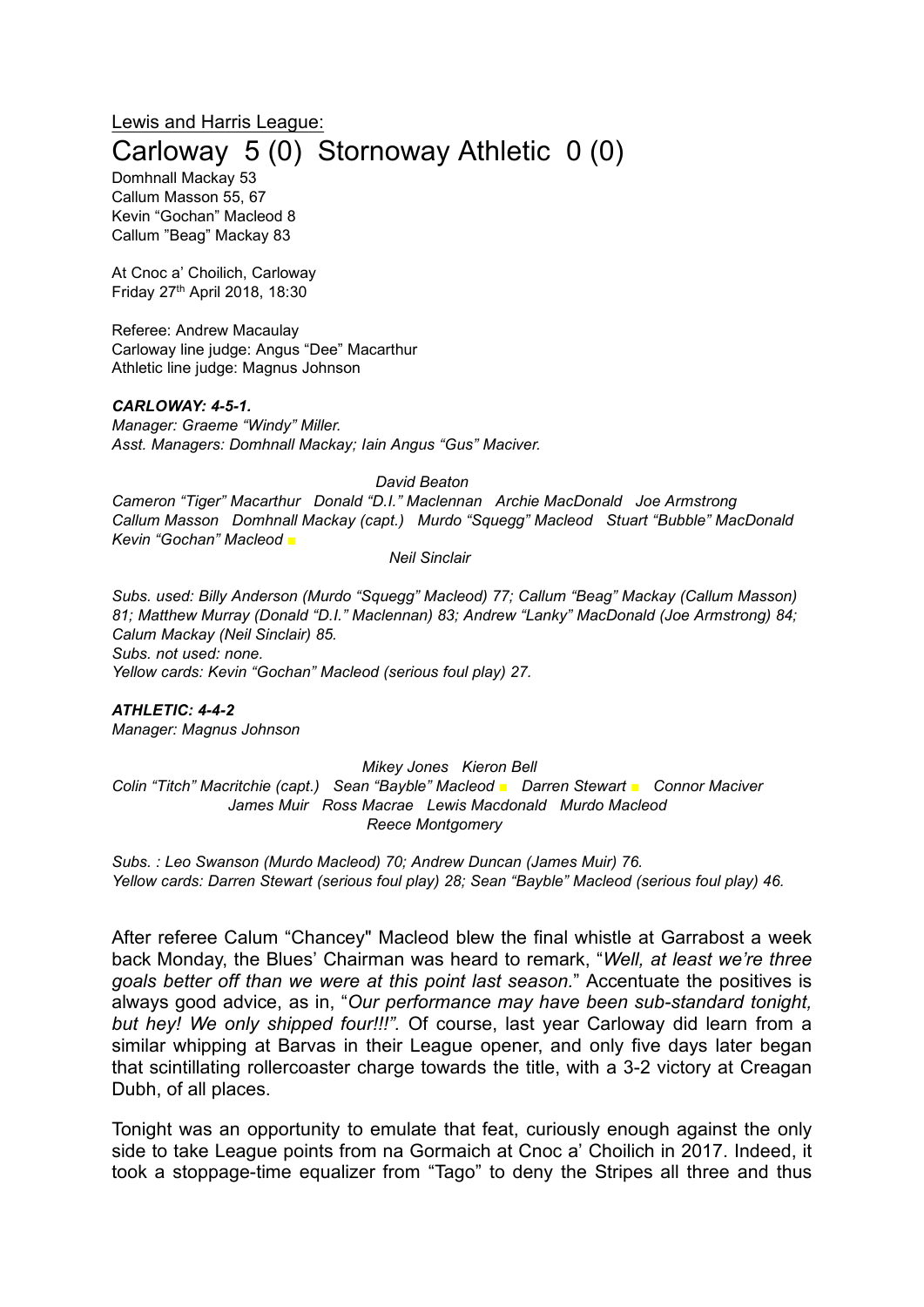Lewis and Harris League:

# Carloway 5 (0) Stornoway Athletic 0 (0)

Domhnall Mackay 53
Callum Masson 55, 67
Kevin "Gochan" Macleod 8
Callum "Beag" Mackay 83

At Cnoc a' Choilich, Carloway
Friday 27th April 2018, 18:30

Referee: Andrew Macaulay
Carloway line judge: Angus "Dee" Macarthur
Athletic line judge: Magnus Johnson

***CARLOWAY: 4-5-1.***
*Manager: Graeme "Windy" Miller.*
*Asst. Managers: Domhnall Mackay; Iain Angus "Gus" Maciver.*

*David Beaton*
*Cameron "Tiger" Macarthur Donald "D.I." Maclennan Archie MacDonald Joe Armstrong*
*Callum Masson Domhnall Mackay (capt.) Murdo "Squegg" Macleod Stuart "Bubble" MacDonald*
*Kevin "Gochan" Macleod ■*
*Neil Sinclair*

*Subs. used: Billy Anderson (Murdo "Squegg" Macleod) 77; Callum "Beag" Mackay (Callum Masson) 81; Matthew Murray (Donald "D.I." Maclennan) 83; Andrew "Lanky" MacDonald (Joe Armstrong) 84; Calum Mackay (Neil Sinclair) 85.*
*Subs. not used: none.*
*Yellow cards: Kevin "Gochan" Macleod (serious foul play) 27.*

***ATHLETIC: 4-4-2***
*Manager: Magnus Johnson*

*Mikey Jones Kieron Bell*
*Colin "Titch" Macritchie (capt.) Sean "Bayble" Macleod ■ Darren Stewart ■ Connor Maciver*
*James Muir Ross Macrae Lewis Macdonald Murdo Macleod*
*Reece Montgomery*

*Subs. : Leo Swanson (Murdo Macleod) 70; Andrew Duncan (James Muir) 76.*
*Yellow cards: Darren Stewart (serious foul play) 28; Sean "Bayble" Macleod (serious foul play) 46.*

After referee Calum "Chancey" Macleod blew the final whistle at Garrabost a week back Monday, the Blues' Chairman was heard to remark, "*Well, at least we're three goals better off than we were at this point last season.*" Accentuate the positives is always good advice, as in, "*Our performance may have been sub-standard tonight, but hey! We only shipped four!!!".* Of course, last year Carloway did learn from a similar whipping at Barvas in their League opener, and only five days later began that scintillating rollercoaster charge towards the title, with a 3-2 victory at Creagan Dubh, of all places.

Tonight was an opportunity to emulate that feat, curiously enough against the only side to take League points from na Gormaich at Cnoc a' Choilich in 2017. Indeed, it took a stoppage-time equalizer from "Tago" to deny the Stripes all three and thus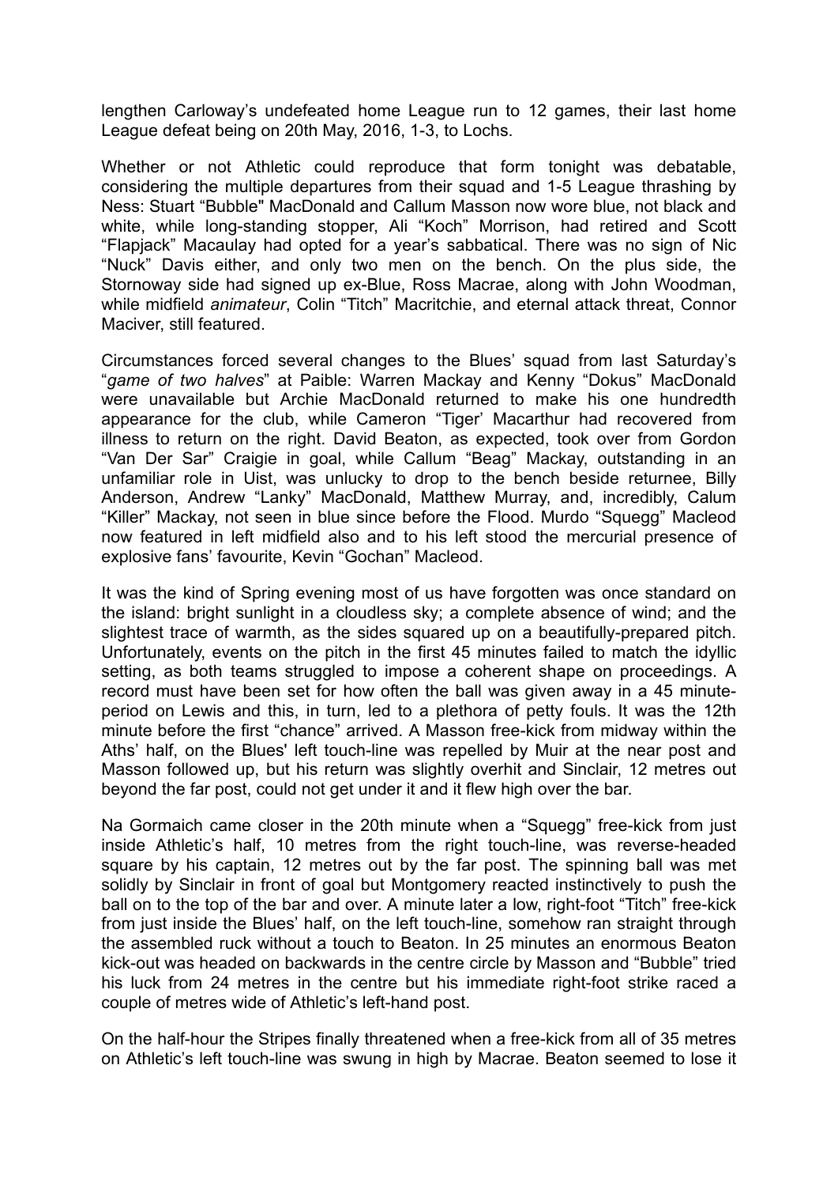lengthen Carloway's undefeated home League run to 12 games, their last home League defeat being on 20th May, 2016, 1-3, to Lochs.

Whether or not Athletic could reproduce that form tonight was debatable, considering the multiple departures from their squad and 1-5 League thrashing by Ness: Stuart "Bubble" MacDonald and Callum Masson now wore blue, not black and white, while long-standing stopper, Ali "Koch" Morrison, had retired and Scott "Flapjack" Macaulay had opted for a year's sabbatical. There was no sign of Nic "Nuck" Davis either, and only two men on the bench. On the plus side, the Stornoway side had signed up ex-Blue, Ross Macrae, along with John Woodman, while midfield *animateur*, Colin "Titch" Macritchie, and eternal attack threat, Connor Maciver, still featured.

Circumstances forced several changes to the Blues' squad from last Saturday's "*game of two halves*" at Paible: Warren Mackay and Kenny "Dokus" MacDonald were unavailable but Archie MacDonald returned to make his one hundredth appearance for the club, while Cameron "Tiger' Macarthur had recovered from illness to return on the right. David Beaton, as expected, took over from Gordon "Van Der Sar" Craigie in goal, while Callum "Beag" Mackay, outstanding in an unfamiliar role in Uist, was unlucky to drop to the bench beside returnee, Billy Anderson, Andrew "Lanky" MacDonald, Matthew Murray, and, incredibly, Calum "Killer" Mackay, not seen in blue since before the Flood. Murdo "Squegg" Macleod now featured in left midfield also and to his left stood the mercurial presence of explosive fans' favourite, Kevin "Gochan" Macleod.

It was the kind of Spring evening most of us have forgotten was once standard on the island: bright sunlight in a cloudless sky; a complete absence of wind; and the slightest trace of warmth, as the sides squared up on a beautifully-prepared pitch. Unfortunately, events on the pitch in the first 45 minutes failed to match the idyllic setting, as both teams struggled to impose a coherent shape on proceedings. A record must have been set for how often the ball was given away in a 45 minute-period on Lewis and this, in turn, led to a plethora of petty fouls. It was the 12th minute before the first "chance" arrived. A Masson free-kick from midway within the Aths' half, on the Blues' left touch-line was repelled by Muir at the near post and Masson followed up, but his return was slightly overhit and Sinclair, 12 metres out beyond the far post, could not get under it and it flew high over the bar.

Na Gormaich came closer in the 20th minute when a "Squegg" free-kick from just inside Athletic's half, 10 metres from the right touch-line, was reverse-headed square by his captain, 12 metres out by the far post. The spinning ball was met solidly by Sinclair in front of goal but Montgomery reacted instinctively to push the ball on to the top of the bar and over. A minute later a low, right-foot "Titch" free-kick from just inside the Blues' half, on the left touch-line, somehow ran straight through the assembled ruck without a touch to Beaton. In 25 minutes an enormous Beaton kick-out was headed on backwards in the centre circle by Masson and "Bubble" tried his luck from 24 metres in the centre but his immediate right-foot strike raced a couple of metres wide of Athletic's left-hand post.

On the half-hour the Stripes finally threatened when a free-kick from all of 35 metres on Athletic's left touch-line was swung in high by Macrae. Beaton seemed to lose it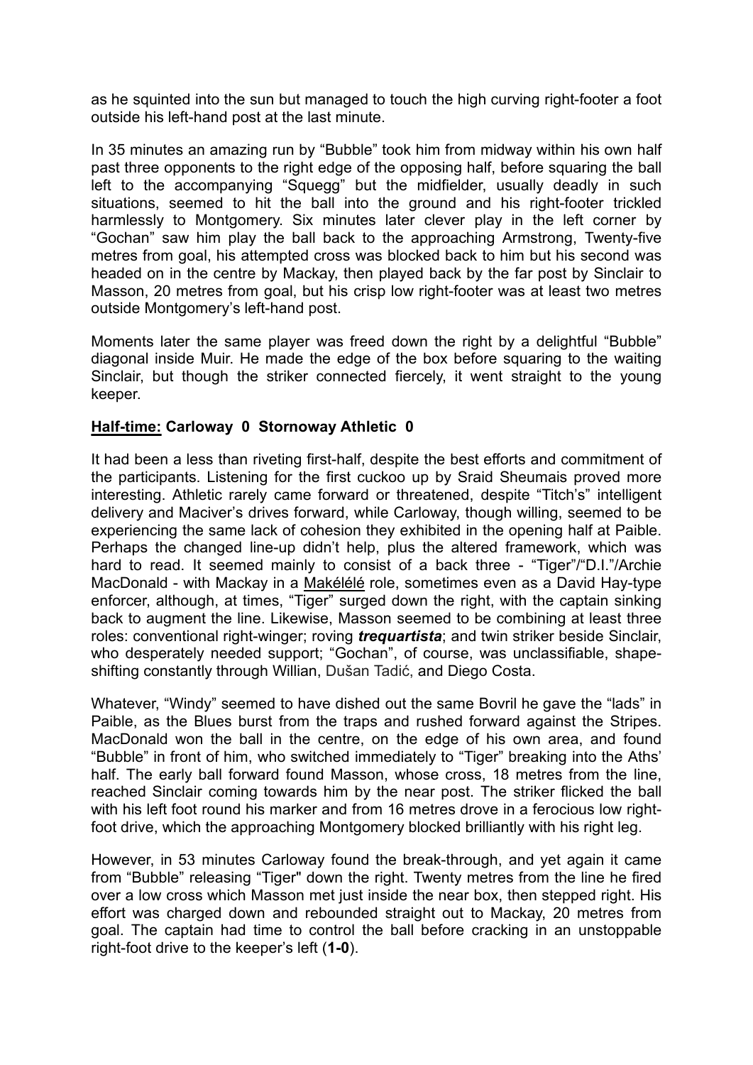as he squinted into the sun but managed to touch the high curving right-footer a foot outside his left-hand post at the last minute.

In 35 minutes an amazing run by "Bubble" took him from midway within his own half past three opponents to the right edge of the opposing half, before squaring the ball left to the accompanying "Squegg" but the midfielder, usually deadly in such situations, seemed to hit the ball into the ground and his right-footer trickled harmlessly to Montgomery. Six minutes later clever play in the left corner by "Gochan" saw him play the ball back to the approaching Armstrong, Twenty-five metres from goal, his attempted cross was blocked back to him but his second was headed on in the centre by Mackay, then played back by the far post by Sinclair to Masson, 20 metres from goal, but his crisp low right-footer was at least two metres outside Montgomery's left-hand post.

Moments later the same player was freed down the right by a delightful "Bubble" diagonal inside Muir. He made the edge of the box before squaring to the waiting Sinclair, but though the striker connected fiercely, it went straight to the young keeper.

**<u>Half-time:</u> Carloway 0 Stornoway Athletic 0**

It had been a less than riveting first-half, despite the best efforts and commitment of the participants. Listening for the first cuckoo up by Sraid Sheumais proved more interesting. Athletic rarely came forward or threatened, despite "Titch's" intelligent delivery and Maciver's drives forward, while Carloway, though willing, seemed to be experiencing the same lack of cohesion they exhibited in the opening half at Paible. Perhaps the changed line-up didn't help, plus the altered framework, which was hard to read. It seemed mainly to consist of a back three - "Tiger"/"D.I."/Archie MacDonald - with Mackay in a <u>Makélélé</u> role, sometimes even as a David Hay-type enforcer, although, at times, "Tiger" surged down the right, with the captain sinking back to augment the line. Likewise, Masson seemed to be combining at least three roles: conventional right-winger; roving ***trequartista***; and twin striker beside Sinclair, who desperately needed support; "Gochan", of course, was unclassifiable, shape-shifting constantly through Willian, Dušan Tadić, and Diego Costa.

Whatever, "Windy" seemed to have dished out the same Bovril he gave the "lads" in Paible, as the Blues burst from the traps and rushed forward against the Stripes. MacDonald won the ball in the centre, on the edge of his own area, and found "Bubble" in front of him, who switched immediately to "Tiger" breaking into the Aths' half. The early ball forward found Masson, whose cross, 18 metres from the line, reached Sinclair coming towards him by the near post. The striker flicked the ball with his left foot round his marker and from 16 metres drove in a ferocious low right-foot drive, which the approaching Montgomery blocked brilliantly with his right leg.

However, in 53 minutes Carloway found the break-through, and yet again it came from "Bubble" releasing "Tiger" down the right. Twenty metres from the line he fired over a low cross which Masson met just inside the near box, then stepped right. His effort was charged down and rebounded straight out to Mackay, 20 metres from goal. The captain had time to control the ball before cracking in an unstoppable right-foot drive to the keeper's left (**1-0**).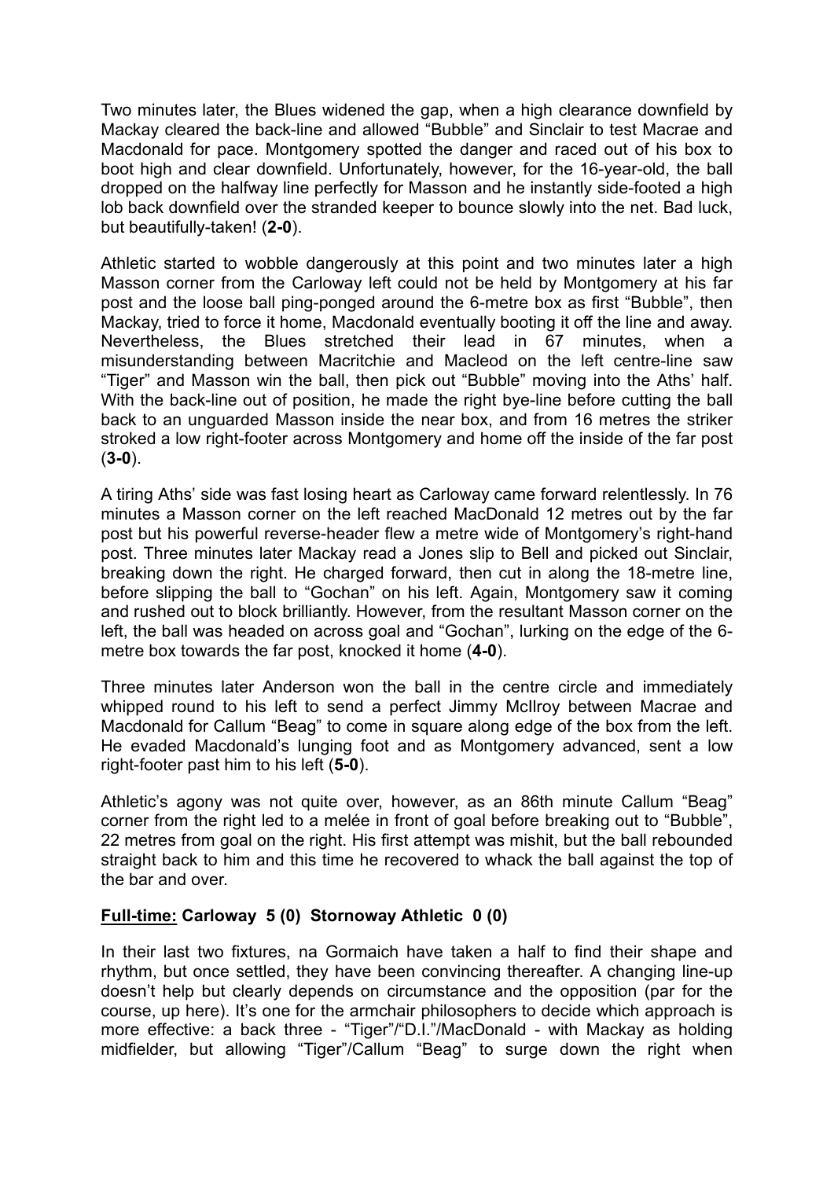Two minutes later, the Blues widened the gap, when a high clearance downfield by Mackay cleared the back-line and allowed "Bubble" and Sinclair to test Macrae and Macdonald for pace. Montgomery spotted the danger and raced out of his box to boot high and clear downfield. Unfortunately, however, for the 16-year-old, the ball dropped on the halfway line perfectly for Masson and he instantly side-footed a high lob back downfield over the stranded keeper to bounce slowly into the net. Bad luck, but beautifully-taken! (**2-0**).

Athletic started to wobble dangerously at this point and two minutes later a high Masson corner from the Carloway left could not be held by Montgomery at his far post and the loose ball ping-ponged around the 6-metre box as first "Bubble", then Mackay, tried to force it home, Macdonald eventually booting it off the line and away. Nevertheless, the Blues stretched their lead in 67 minutes, when a misunderstanding between Macritchie and Macleod on the left centre-line saw "Tiger" and Masson win the ball, then pick out "Bubble" moving into the Aths' half. With the back-line out of position, he made the right bye-line before cutting the ball back to an unguarded Masson inside the near box, and from 16 metres the striker stroked a low right-footer across Montgomery and home off the inside of the far post (**3-0**).

A tiring Aths' side was fast losing heart as Carloway came forward relentlessly. In 76 minutes a Masson corner on the left reached MacDonald 12 metres out by the far post but his powerful reverse-header flew a metre wide of Montgomery's right-hand post. Three minutes later Mackay read a Jones slip to Bell and picked out Sinclair, breaking down the right. He charged forward, then cut in along the 18-metre line, before slipping the ball to "Gochan" on his left. Again, Montgomery saw it coming and rushed out to block brilliantly. However, from the resultant Masson corner on the left, the ball was headed on across goal and "Gochan", lurking on the edge of the 6-metre box towards the far post, knocked it home (**4-0**).

Three minutes later Anderson won the ball in the centre circle and immediately whipped round to his left to send a perfect Jimmy McIlroy between Macrae and Macdonald for Callum "Beag" to come in square along edge of the box from the left. He evaded Macdonald's lunging foot and as Montgomery advanced, sent a low right-footer past him to his left (**5-0**).

Athletic's agony was not quite over, however, as an 86th minute Callum "Beag" corner from the right led to a melée in front of goal before breaking out to "Bubble", 22 metres from goal on the right. His first attempt was mishit, but the ball rebounded straight back to him and this time he recovered to whack the ball against the top of the bar and over.

**<u>Full-time:</u> Carloway 5 (0) Stornoway Athletic 0 (0)**

In their last two fixtures, na Gormaich have taken a half to find their shape and rhythm, but once settled, they have been convincing thereafter. A changing line-up doesn't help but clearly depends on circumstance and the opposition (par for the course, up here). It's one for the armchair philosophers to decide which approach is more effective: a back three - "Tiger"/"D.I."/MacDonald - with Mackay as holding midfielder, but allowing "Tiger"/Callum "Beag" to surge down the right when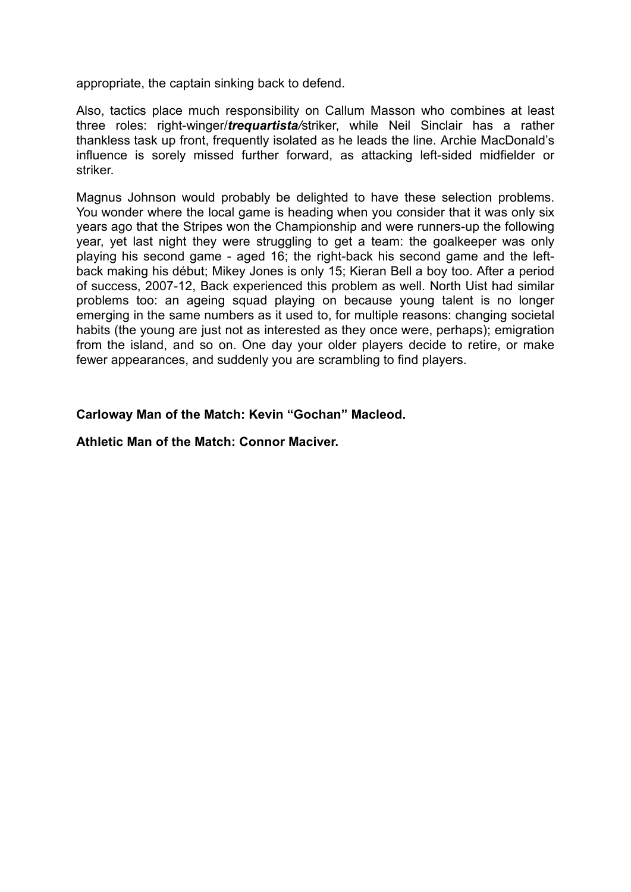appropriate, the captain sinking back to defend.

Also, tactics place much responsibility on Callum Masson who combines at least three roles: right-winger/***trequartista/***striker, while Neil Sinclair has a rather thankless task up front, frequently isolated as he leads the line. Archie MacDonald's influence is sorely missed further forward, as attacking left-sided midfielder or striker.

Magnus Johnson would probably be delighted to have these selection problems. You wonder where the local game is heading when you consider that it was only six years ago that the Stripes won the Championship and were runners-up the following year, yet last night they were struggling to get a team: the goalkeeper was only playing his second game - aged 16; the right-back his second game and the left-back making his début; Mikey Jones is only 15; Kieran Bell a boy too. After a period of success, 2007-12, Back experienced this problem as well. North Uist had similar problems too: an ageing squad playing on because young talent is no longer emerging in the same numbers as it used to, for multiple reasons: changing societal habits (the young are just not as interested as they once were, perhaps); emigration from the island, and so on. One day your older players decide to retire, or make fewer appearances, and suddenly you are scrambling to find players.

**Carloway Man of the Match: Kevin "Gochan" Macleod.**

**Athletic Man of the Match: Connor Maciver.**